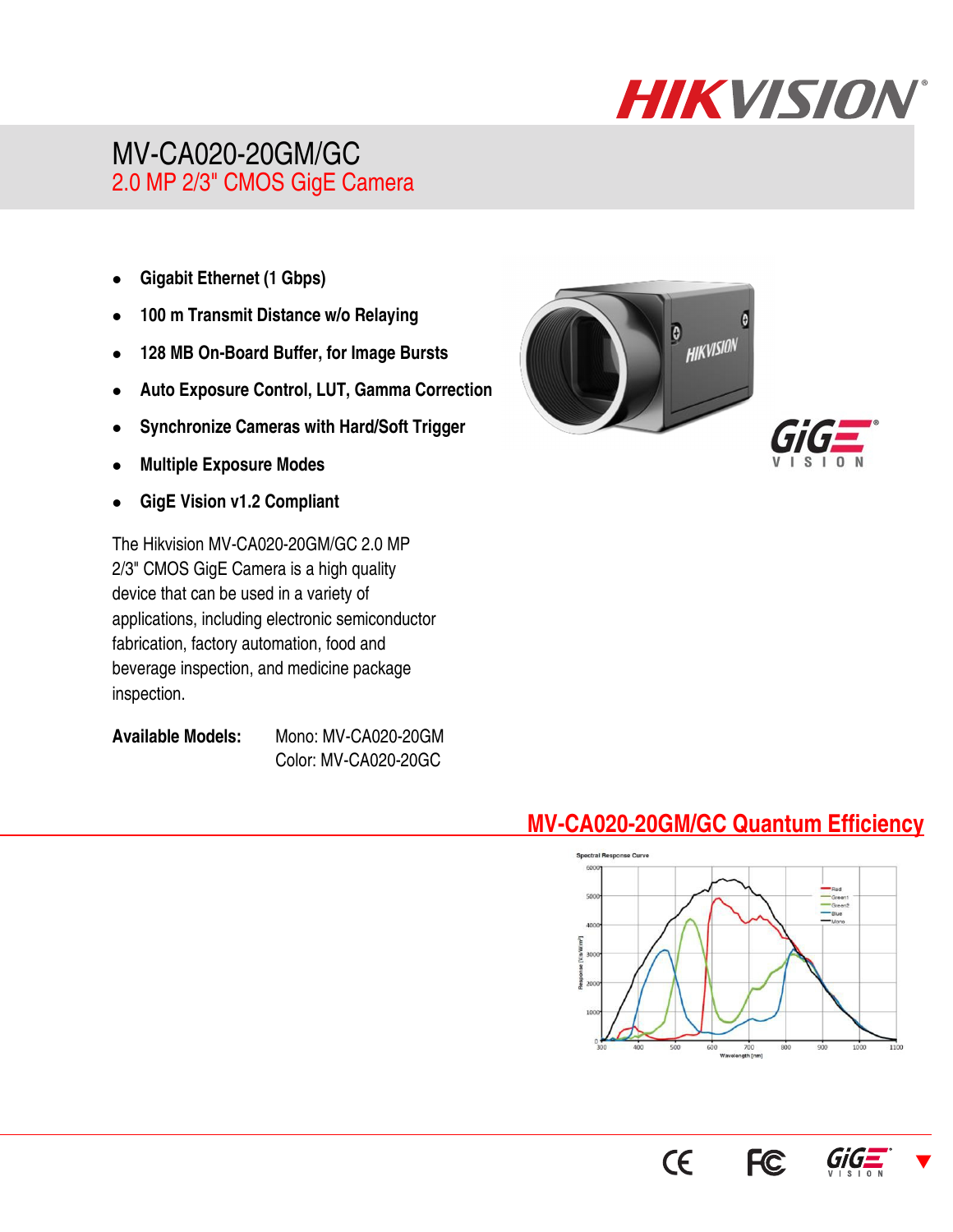# MV-CA020-20GM/GC

## 2.0 MP 2/3" CMOS GigE Camera

- Gigabit Ethernet (1 Gbps)
- 100 m Transmit Distance w/o Relaying
- 128 MB On-Board Buffer, for Image Bursts
- Auto Exposure Control, LUT, Gamma Correction
- Synchronize Cameras with Hard/Soft Trigger
- Multiple Exposure Modes
- GigE Vision v1.2 Compliant

The Hikvision MV-CA020-20GM/GC 2.0 MP 2/3" CMOS GigE Camera is a high quality device that can be used in a variety of applications, including electronic semiconductor fabrication, factory automation, food and beverage inspection, and medicine package inspection.

**Available Models:** Mono: MV-CA020-20GM
Color: MV-CA020-20GC

## MV-CA020-20GM/GC Quantum Efficiency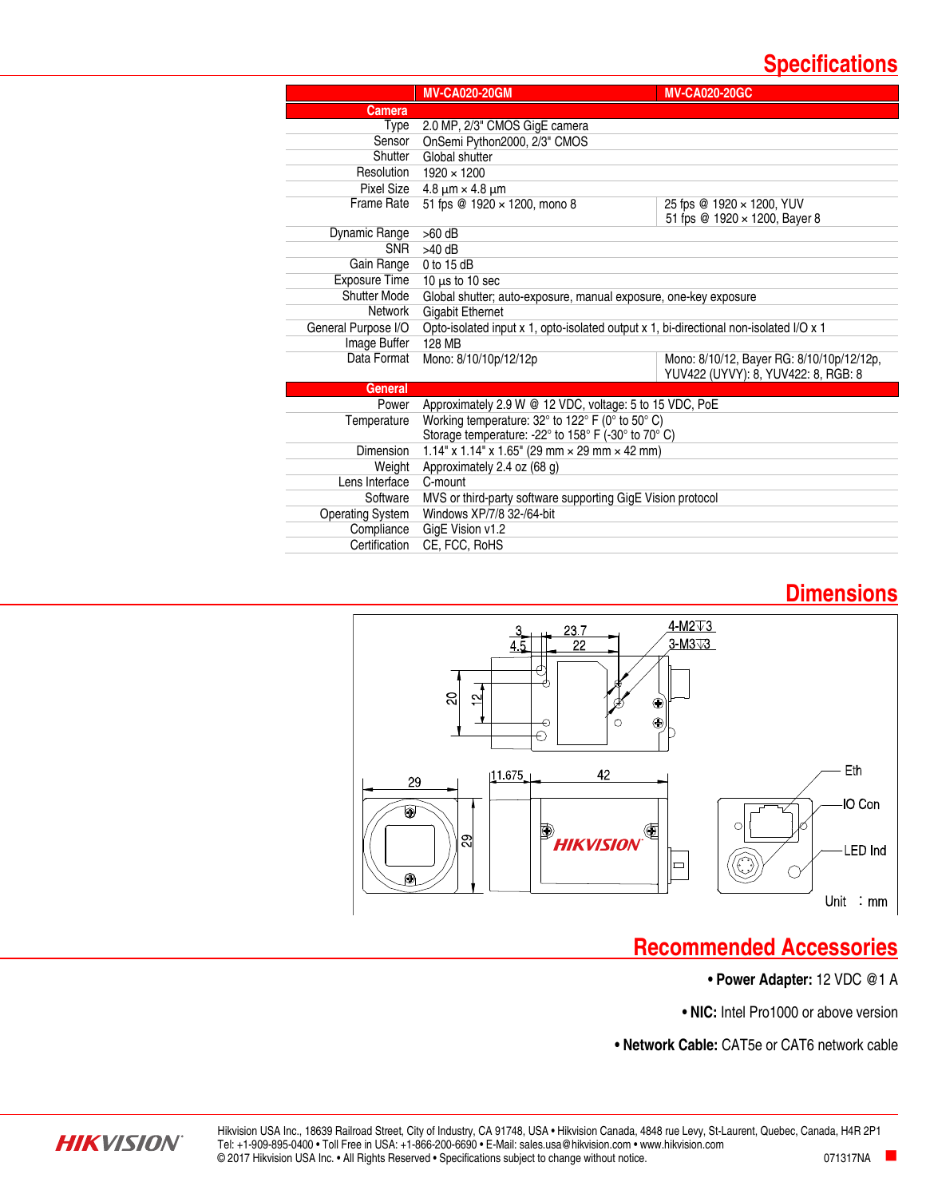# Specifications

| | MV-CA020-20GM | MV-CA020-20GC |
|---|---|---|
| **Camera** | | |
| Type | 2.0 MP, 2/3" CMOS GigE camera | |
| Sensor | OnSemi Python2000, 2/3" CMOS | |
| Shutter | Global shutter | |
| Resolution | 1920 × 1200 | |
| Pixel Size | 4.8 µm × 4.8 µm | |
| Frame Rate | 51 fps @ 1920 × 1200, mono 8 | 25 fps @ 1920 × 1200, YUV<br>51 fps @ 1920 × 1200, Bayer 8 |
| Dynamic Range | >60 dB | |
| SNR | >40 dB | |
| Gain Range | 0 to 15 dB | |
| Exposure Time | 10 µs to 10 sec | |
| Shutter Mode | Global shutter; auto-exposure, manual exposure, one-key exposure | |
| Network | Gigabit Ethernet | |
| General Purpose I/O | Opto-isolated input x 1, opto-isolated output x 1, bi-directional non-isolated I/O x 1 | |
| Image Buffer | 128 MB | |
| Data Format | Mono: 8/10/10p/12/12p | Mono: 8/10/12, Bayer RG: 8/10/10p/12/12p, YUV422 (UYVY): 8, YUV422: 8, RGB: 8 |
| **General** | | |
| Power | Approximately 2.9 W @ 12 VDC, voltage: 5 to 15 VDC, PoE | |
| Temperature | Working temperature: 32° to 122° F (0° to 50° C)<br>Storage temperature: -22° to 158° F (-30° to 70° C) | |
| Dimension | 1.14" x 1.14" x 1.65" (29 mm × 29 mm × 42 mm) | |
| Weight | Approximately 2.4 oz (68 g) | |
| Lens Interface | C-mount | |
| Software | MVS or third-party software supporting GigE Vision protocol | |
| Operating System | Windows XP/7/8 32-/64-bit | |
| Compliance | GigE Vision v1.2 | |
| Certification | CE, FCC, RoHS | |

# Dimensions

3
4.5
23.7
22
4-M2▽3
3-M3▽3
20
12
29
11.675
42
29
HIKVISION
Eth
IO Con
LED Ind
Unit ：mm

# Recommended Accessories

- **Power Adapter:** 12 VDC @1 A
- **NIC:** Intel Pro1000 or above version
- **Network Cable:** CAT5e or CAT6 network cable

HIKVISION

Hikvision USA Inc., 18639 Railroad Street, City of Industry, CA 91748, USA • Hikvision Canada, 4848 rue Levy, St-Laurent, Quebec, Canada, H4R 2P1
Tel: +1-909-895-0400 • Toll Free in USA: +1-866-200-6690 • E-Mail: sales.usa@hikvision.com • www.hikvision.com
© 2017 Hikvision USA Inc. • All Rights Reserved • Specifications subject to change without notice.

071317NA